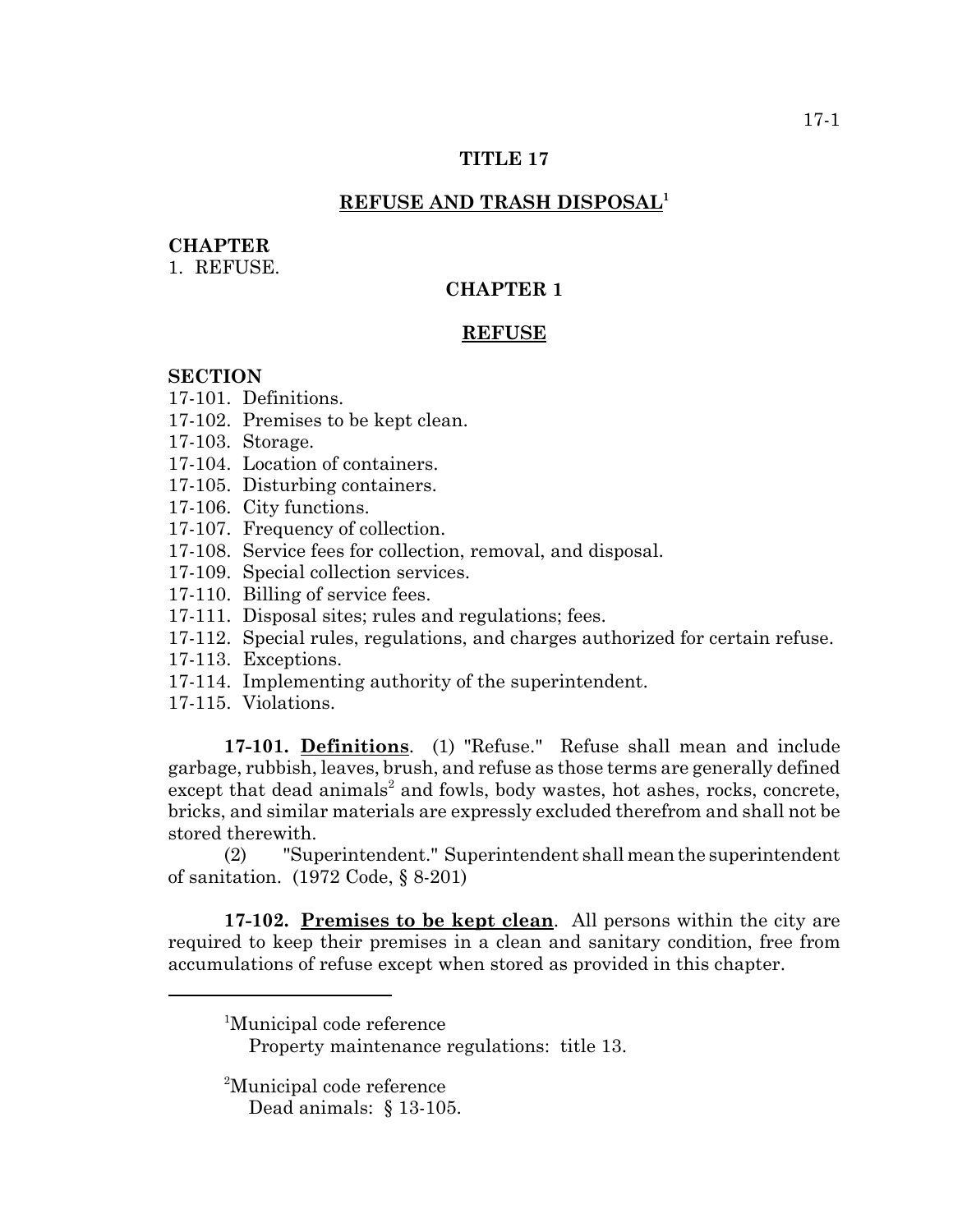# TITLE 17

## REFUSE AND TRASH DISPOSAL[1]

**CHAPTER**

1. REFUSE.

## CHAPTER 1

## REFUSE

**SECTION**

17-101. Definitions.
17-102. Premises to be kept clean.
17-103. Storage.
17-104. Location of containers.
17-105. Disturbing containers.
17-106. City functions.
17-107. Frequency of collection.
17-108. Service fees for collection, removal, and disposal.
17-109. Special collection services.
17-110. Billing of service fees.
17-111. Disposal sites; rules and regulations; fees.
17-112. Special rules, regulations, and charges authorized for certain refuse.
17-113. Exceptions.
17-114. Implementing authority of the superintendent.
17-115. Violations.

**17-101. Definitions**. (1) "Refuse." Refuse shall mean and include garbage, rubbish, leaves, brush, and refuse as those terms are generally defined except that dead animals[2] and fowls, body wastes, hot ashes, rocks, concrete, bricks, and similar materials are expressly excluded therefrom and shall not be stored therewith.

(2) "Superintendent." Superintendent shall mean the superintendent of sanitation. (1972 Code, § 8-201)

**17-102. Premises to be kept clean**. All persons within the city are required to keep their premises in a clean and sanitary condition, free from accumulations of refuse except when stored as provided in this chapter.

---

[1]Municipal code reference
Property maintenance regulations: title 13.

[2]Municipal code reference
Dead animals: § 13-105.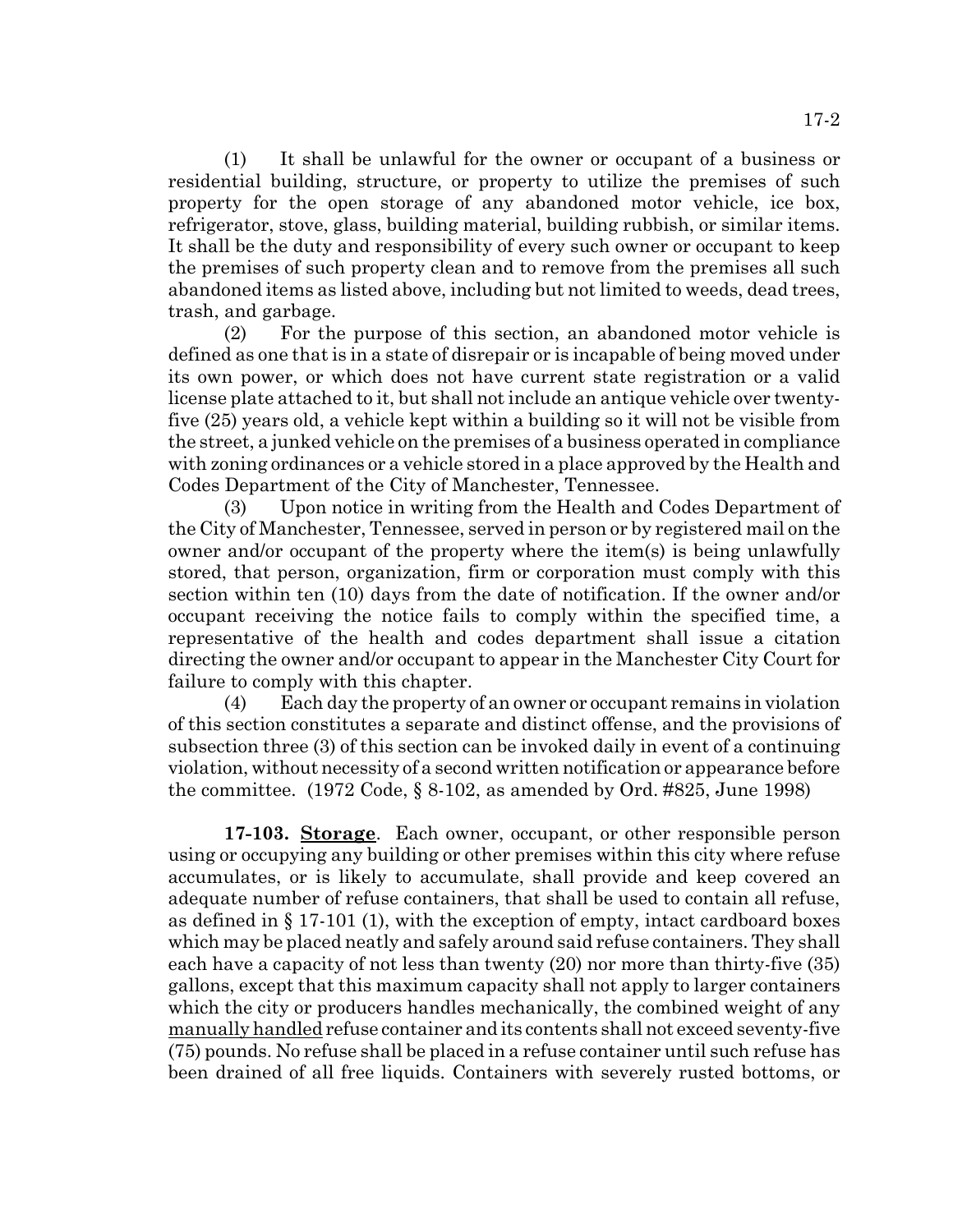(1) It shall be unlawful for the owner or occupant of a business or residential building, structure, or property to utilize the premises of such property for the open storage of any abandoned motor vehicle, ice box, refrigerator, stove, glass, building material, building rubbish, or similar items. It shall be the duty and responsibility of every such owner or occupant to keep the premises of such property clean and to remove from the premises all such abandoned items as listed above, including but not limited to weeds, dead trees, trash, and garbage.

(2) For the purpose of this section, an abandoned motor vehicle is defined as one that is in a state of disrepair or is incapable of being moved under its own power, or which does not have current state registration or a valid license plate attached to it, but shall not include an antique vehicle over twenty-five (25) years old, a vehicle kept within a building so it will not be visible from the street, a junked vehicle on the premises of a business operated in compliance with zoning ordinances or a vehicle stored in a place approved by the Health and Codes Department of the City of Manchester, Tennessee.

(3) Upon notice in writing from the Health and Codes Department of the City of Manchester, Tennessee, served in person or by registered mail on the owner and/or occupant of the property where the item(s) is being unlawfully stored, that person, organization, firm or corporation must comply with this section within ten (10) days from the date of notification. If the owner and/or occupant receiving the notice fails to comply within the specified time, a representative of the health and codes department shall issue a citation directing the owner and/or occupant to appear in the Manchester City Court for failure to comply with this chapter.

(4) Each day the property of an owner or occupant remains in violation of this section constitutes a separate and distinct offense, and the provisions of subsection three (3) of this section can be invoked daily in event of a continuing violation, without necessity of a second written notification or appearance before the committee. (1972 Code, § 8-102, as amended by Ord. #825, June 1998)

**17-103. Storage**. Each owner, occupant, or other responsible person using or occupying any building or other premises within this city where refuse accumulates, or is likely to accumulate, shall provide and keep covered an adequate number of refuse containers, that shall be used to contain all refuse, as defined in § 17-101 (1), with the exception of empty, intact cardboard boxes which may be placed neatly and safely around said refuse containers. They shall each have a capacity of not less than twenty (20) nor more than thirty-five (35) gallons, except that this maximum capacity shall not apply to larger containers which the city or producers handles mechanically, the combined weight of any manually handled refuse container and its contents shall not exceed seventy-five (75) pounds. No refuse shall be placed in a refuse container until such refuse has been drained of all free liquids. Containers with severely rusted bottoms, or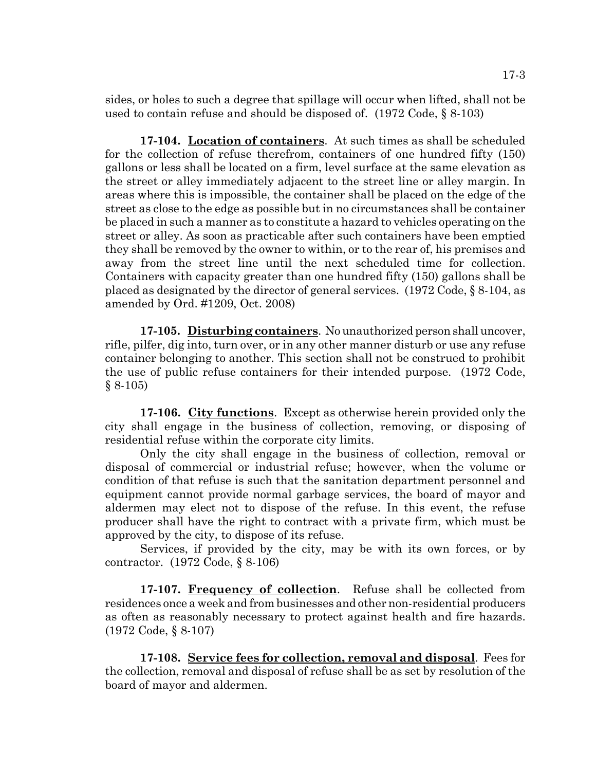sides, or holes to such a degree that spillage will occur when lifted, shall not be used to contain refuse and should be disposed of. (1972 Code, § 8-103)

**17-104. Location of containers**. At such times as shall be scheduled for the collection of refuse therefrom, containers of one hundred fifty (150) gallons or less shall be located on a firm, level surface at the same elevation as the street or alley immediately adjacent to the street line or alley margin. In areas where this is impossible, the container shall be placed on the edge of the street as close to the edge as possible but in no circumstances shall be container be placed in such a manner as to constitute a hazard to vehicles operating on the street or alley. As soon as practicable after such containers have been emptied they shall be removed by the owner to within, or to the rear of, his premises and away from the street line until the next scheduled time for collection. Containers with capacity greater than one hundred fifty (150) gallons shall be placed as designated by the director of general services. (1972 Code, § 8-104, as amended by Ord. #1209, Oct. 2008)

**17-105. Disturbing containers**. No unauthorized person shall uncover, rifle, pilfer, dig into, turn over, or in any other manner disturb or use any refuse container belonging to another. This section shall not be construed to prohibit the use of public refuse containers for their intended purpose. (1972 Code, § 8-105)

**17-106. City functions**. Except as otherwise herein provided only the city shall engage in the business of collection, removing, or disposing of residential refuse within the corporate city limits.

Only the city shall engage in the business of collection, removal or disposal of commercial or industrial refuse; however, when the volume or condition of that refuse is such that the sanitation department personnel and equipment cannot provide normal garbage services, the board of mayor and aldermen may elect not to dispose of the refuse. In this event, the refuse producer shall have the right to contract with a private firm, which must be approved by the city, to dispose of its refuse.

Services, if provided by the city, may be with its own forces, or by contractor. (1972 Code, § 8-106)

**17-107. Frequency of collection**. Refuse shall be collected from residences once a week and from businesses and other non-residential producers as often as reasonably necessary to protect against health and fire hazards. (1972 Code, § 8-107)

**17-108. Service fees for collection, removal and disposal**. Fees for the collection, removal and disposal of refuse shall be as set by resolution of the board of mayor and aldermen.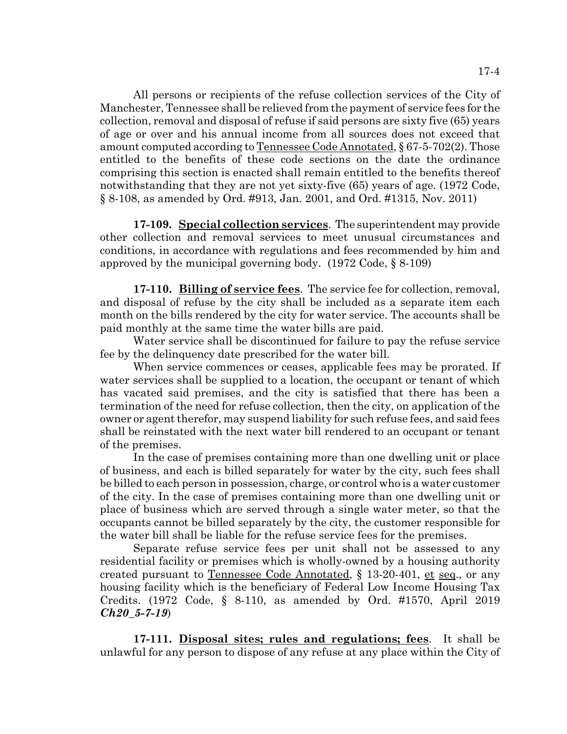All persons or recipients of the refuse collection services of the City of Manchester, Tennessee shall be relieved from the payment of service fees for the collection, removal and disposal of refuse if said persons are sixty five (65) years of age or over and his annual income from all sources does not exceed that amount computed according to Tennessee Code Annotated, § 67-5-702(2). Those entitled to the benefits of these code sections on the date the ordinance comprising this section is enacted shall remain entitled to the benefits thereof notwithstanding that they are not yet sixty-five (65) years of age. (1972 Code, § 8-108, as amended by Ord. #913, Jan. 2001, and Ord. #1315, Nov. 2011)

**17-109. Special collection services**. The superintendent may provide other collection and removal services to meet unusual circumstances and conditions, in accordance with regulations and fees recommended by him and approved by the municipal governing body. (1972 Code, § 8-109)

**17-110. Billing of service fees**. The service fee for collection, removal, and disposal of refuse by the city shall be included as a separate item each month on the bills rendered by the city for water service. The accounts shall be paid monthly at the same time the water bills are paid.

Water service shall be discontinued for failure to pay the refuse service fee by the delinquency date prescribed for the water bill.

When service commences or ceases, applicable fees may be prorated. If water services shall be supplied to a location, the occupant or tenant of which has vacated said premises, and the city is satisfied that there has been a termination of the need for refuse collection, then the city, on application of the owner or agent therefor, may suspend liability for such refuse fees, and said fees shall be reinstated with the next water bill rendered to an occupant or tenant of the premises.

In the case of premises containing more than one dwelling unit or place of business, and each is billed separately for water by the city, such fees shall be billed to each person in possession, charge, or control who is a water customer of the city. In the case of premises containing more than one dwelling unit or place of business which are served through a single water meter, so that the occupants cannot be billed separately by the city, the customer responsible for the water bill shall be liable for the refuse service fees for the premises.

Separate refuse service fees per unit shall not be assessed to any residential facility or premises which is wholly-owned by a housing authority created pursuant to Tennessee Code Annotated, § 13-20-401, et seq., or any housing facility which is the beneficiary of Federal Low Income Housing Tax Credits. (1972 Code, § 8-110, as amended by Ord. #1570, April 2019 ***Ch20_5-7-19***)

**17-111. Disposal sites; rules and regulations; fees**. It shall be unlawful for any person to dispose of any refuse at any place within the City of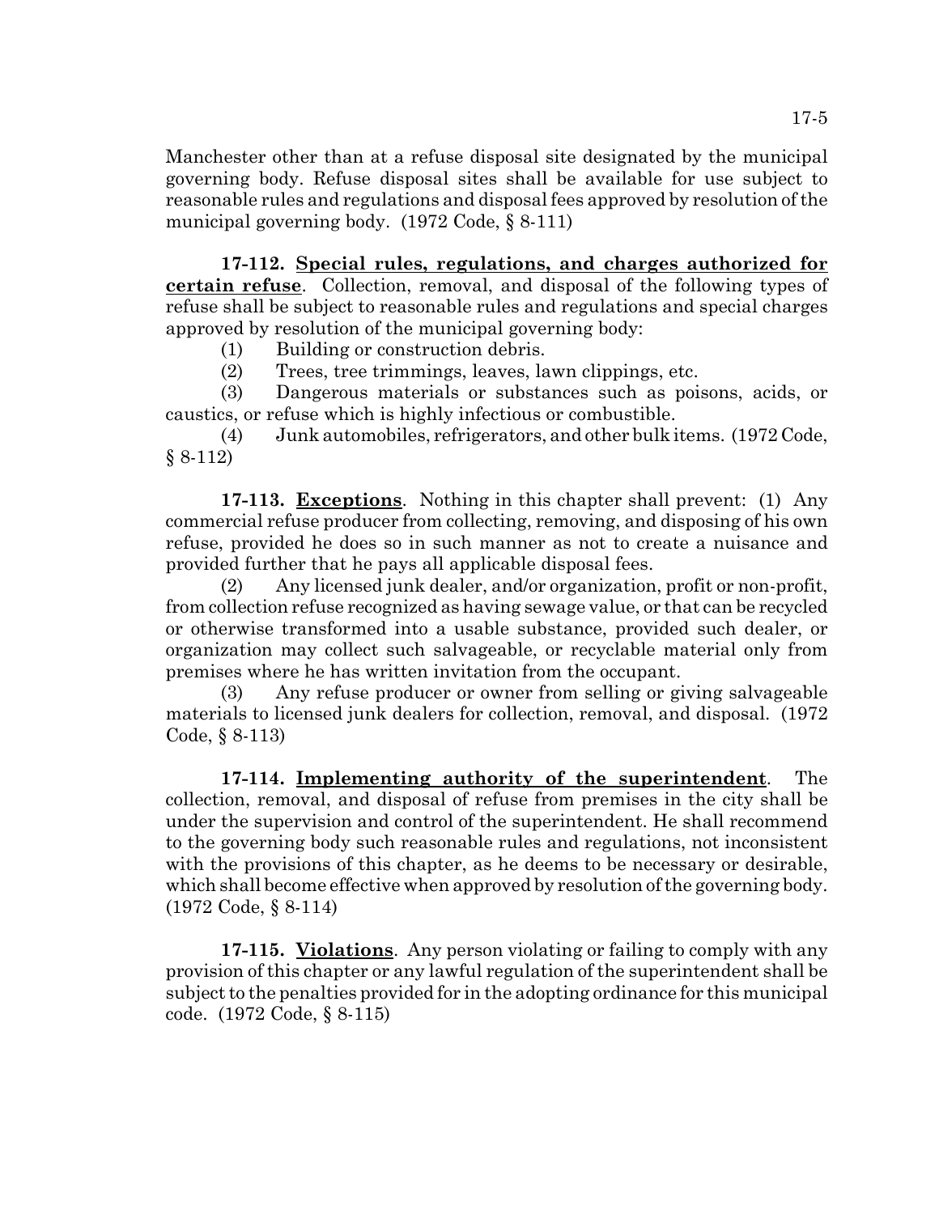Manchester other than at a refuse disposal site designated by the municipal governing body. Refuse disposal sites shall be available for use subject to reasonable rules and regulations and disposal fees approved by resolution of the municipal governing body. (1972 Code, § 8-111)

**17-112. Special rules, regulations, and charges authorized for certain refuse**. Collection, removal, and disposal of the following types of refuse shall be subject to reasonable rules and regulations and special charges approved by resolution of the municipal governing body:

(1) Building or construction debris.

(2) Trees, tree trimmings, leaves, lawn clippings, etc.

(3) Dangerous materials or substances such as poisons, acids, or caustics, or refuse which is highly infectious or combustible.

(4) Junk automobiles, refrigerators, and other bulk items. (1972 Code, § 8-112)

**17-113. Exceptions**. Nothing in this chapter shall prevent: (1) Any commercial refuse producer from collecting, removing, and disposing of his own refuse, provided he does so in such manner as not to create a nuisance and provided further that he pays all applicable disposal fees.

(2) Any licensed junk dealer, and/or organization, profit or non-profit, from collection refuse recognized as having sewage value, or that can be recycled or otherwise transformed into a usable substance, provided such dealer, or organization may collect such salvageable, or recyclable material only from premises where he has written invitation from the occupant.

(3) Any refuse producer or owner from selling or giving salvageable materials to licensed junk dealers for collection, removal, and disposal. (1972 Code, § 8-113)

**17-114. Implementing authority of the superintendent**. The collection, removal, and disposal of refuse from premises in the city shall be under the supervision and control of the superintendent. He shall recommend to the governing body such reasonable rules and regulations, not inconsistent with the provisions of this chapter, as he deems to be necessary or desirable, which shall become effective when approved by resolution of the governing body. (1972 Code, § 8-114)

**17-115. Violations**. Any person violating or failing to comply with any provision of this chapter or any lawful regulation of the superintendent shall be subject to the penalties provided for in the adopting ordinance for this municipal code. (1972 Code, § 8-115)